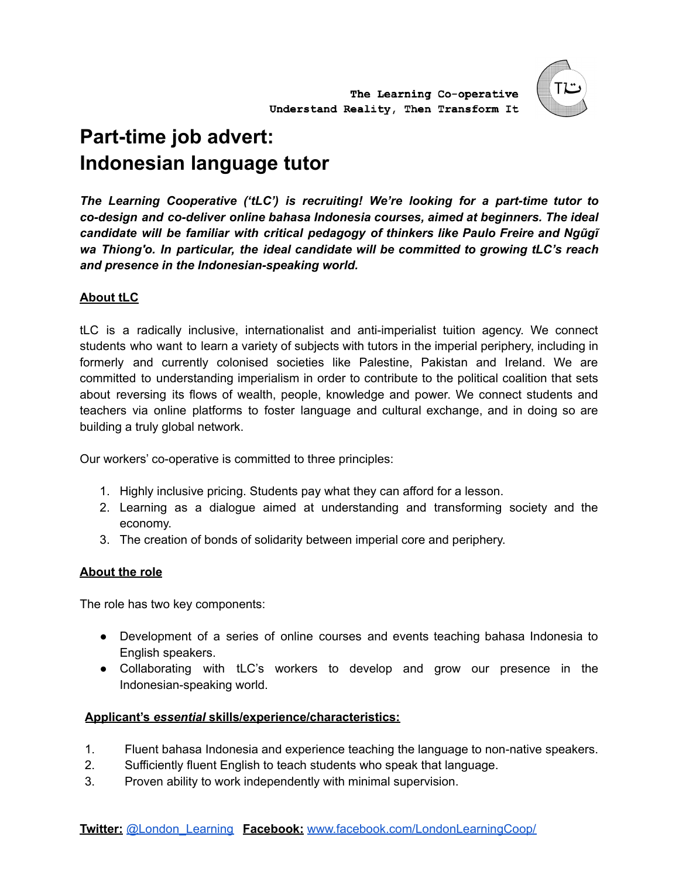The Learning Co-operative
Understand Reality, Then Transform It

# Part-time job advert:
# Indonesian language tutor

***The Learning Cooperative ('tLC') is recruiting! We're looking for a part-time tutor to co-design and co-deliver online bahasa Indonesia courses, aimed at beginners. The ideal candidate will be familiar with critical pedagogy of thinkers like Paulo Freire and Ngũgĩ wa Thiong'o. In particular, the ideal candidate will be committed to growing tLC's reach and presence in the Indonesian-speaking world.***

## About tLC

tLC is a radically inclusive, internationalist and anti-imperialist tuition agency. We connect students who want to learn a variety of subjects with tutors in the imperial periphery, including in formerly and currently colonised societies like Palestine, Pakistan and Ireland. We are committed to understanding imperialism in order to contribute to the political coalition that sets about reversing its flows of wealth, people, knowledge and power. We connect students and teachers via online platforms to foster language and cultural exchange, and in doing so are building a truly global network.

Our workers' co-operative is committed to three principles:

1. Highly inclusive pricing. Students pay what they can afford for a lesson.
2. Learning as a dialogue aimed at understanding and transforming society and the economy.
3. The creation of bonds of solidarity between imperial core and periphery.

## About the role

The role has two key components:

- Development of a series of online courses and events teaching bahasa Indonesia to English speakers.
- Collaborating with tLC's workers to develop and grow our presence in the Indonesian-speaking world.

## Applicant's *essential* skills/experience/characteristics:

1. Fluent bahasa Indonesia and experience teaching the language to non-native speakers.
2. Sufficiently fluent English to teach students who speak that language.
3. Proven ability to work independently with minimal supervision.

**Twitter:** @London_Learning **Facebook:** www.facebook.com/LondonLearningCoop/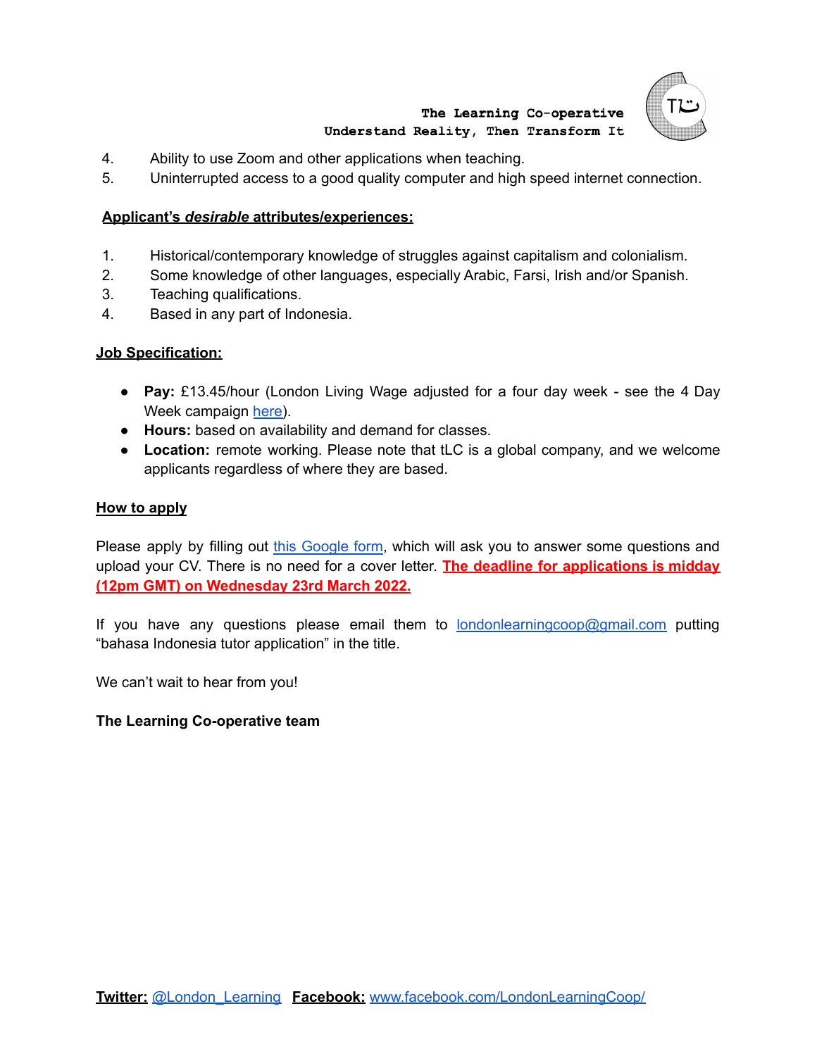4. Ability to use Zoom and other applications when teaching.
5. Uninterrupted access to a good quality computer and high speed internet connection.

**Applicant's *desirable* attributes/experiences:**

1. Historical/contemporary knowledge of struggles against capitalism and colonialism.
2. Some knowledge of other languages, especially Arabic, Farsi, Irish and/or Spanish.
3. Teaching qualifications.
4. Based in any part of Indonesia.

**Job Specification:**

- **Pay:** £13.45/hour (London Living Wage adjusted for a four day week - see the 4 Day Week campaign here).
- **Hours:** based on availability and demand for classes.
- **Location:** remote working. Please note that tLC is a global company, and we welcome applicants regardless of where they are based.

**How to apply**

Please apply by filling out this Google form, which will ask you to answer some questions and upload your CV. There is no need for a cover letter. **The deadline for applications is midday (12pm GMT) on Wednesday 23rd March 2022.**

If you have any questions please email them to londonlearningcoop@gmail.com putting "bahasa Indonesia tutor application" in the title.

We can't wait to hear from you!

**The Learning Co-operative team**

**Twitter:** @London_Learning **Facebook:** www.facebook.com/LondonLearningCoop/